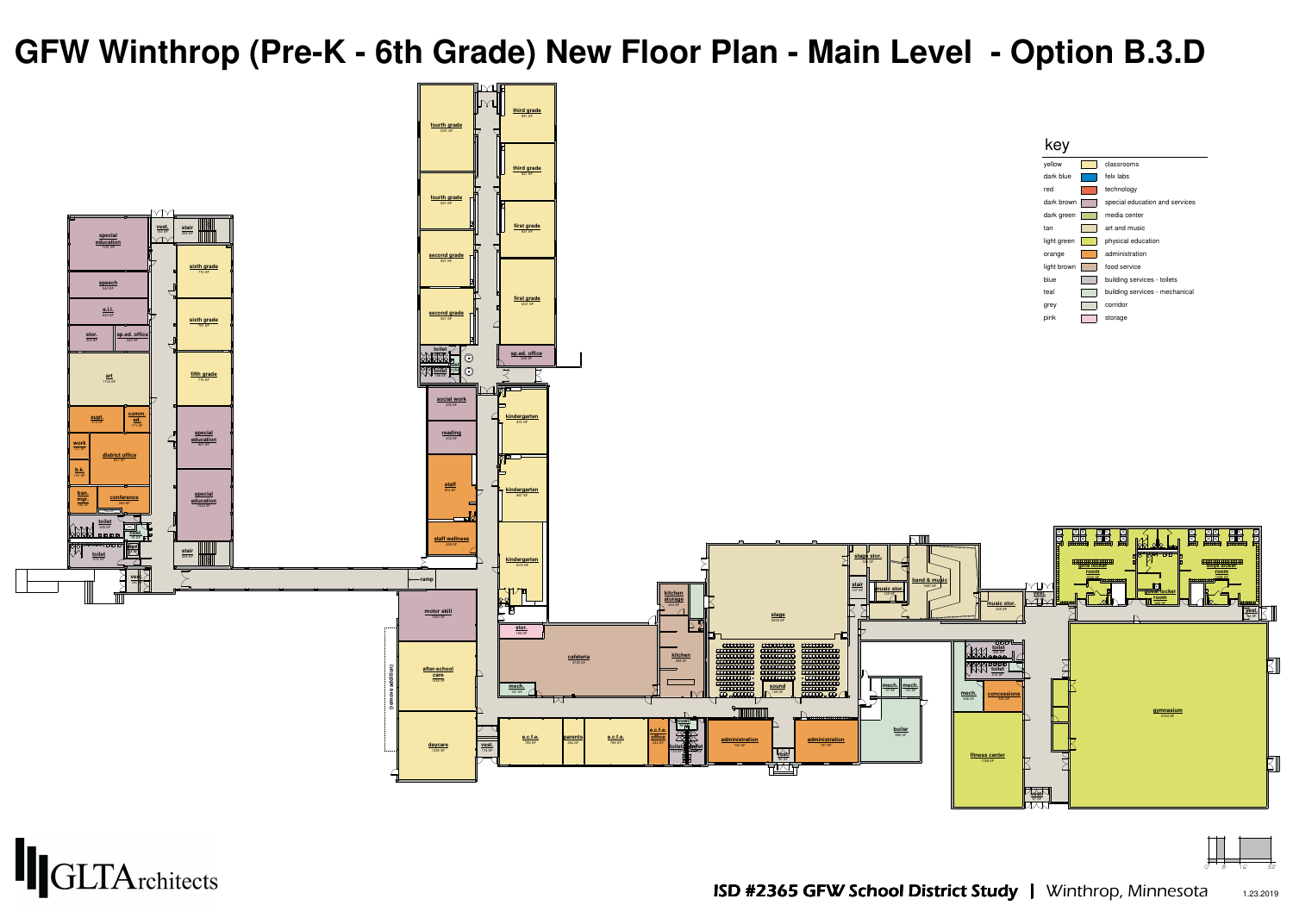# GFW Winthrop (Pre-K - 6th Grade) New Floor Plan - Main Level - Option B.3.D

## key

| | | |
|---|---|---|
| yellow | | classrooms |
| dark blue | | felx labs |
| red | | technology |
| dark brown | | special education and services |
| dark green | | media center |
| tan | | art and music |
| light green | | physical education |
| orange | | administration |
| light brown | | food service |
| blue | | building services - toilets |
| teal | | building services - mechanical |
| grey | | corridor |
| pink | | storage |

fourth grade

third grade

fourth grade

third grade

first grade

second grade

first grade

second grade

sp.ed. office

toilet

special education

vest.

stair

speech

sixth grade

e.l.l.

sixth grade

stor.

sp.ed. office

art

fifth grade

social work

kindergarten

reading

supt.

comm. ed.

special education

work

district office

staff

kindergarten

b.k.

special education

bsn. mgr.

conference

staff wellness

toilet

toilet

stair

kindergarten

vest.

ramp

motor skill

stor.

kitchen storage

stage stor.

stair

music stor.

band & music

music stor.

vest.

girls locker room

boys locker room

vest.

stage

cafeteria

kitchen

after-school care

(remove addition)

mech.

toilet

toilet

mech.

mech.

mech.

concessions

gymnasium

cust.

e.c.f.e. office

e.c.f.e.

parents

e.c.f.e.

toilet

administration

sound

administration

boiler

daycare

vest.

vest.

fitness center

vest.

GLTArchitects

ISD #2365 GFW School District Study | Winthrop, Minnesota

1.23.2019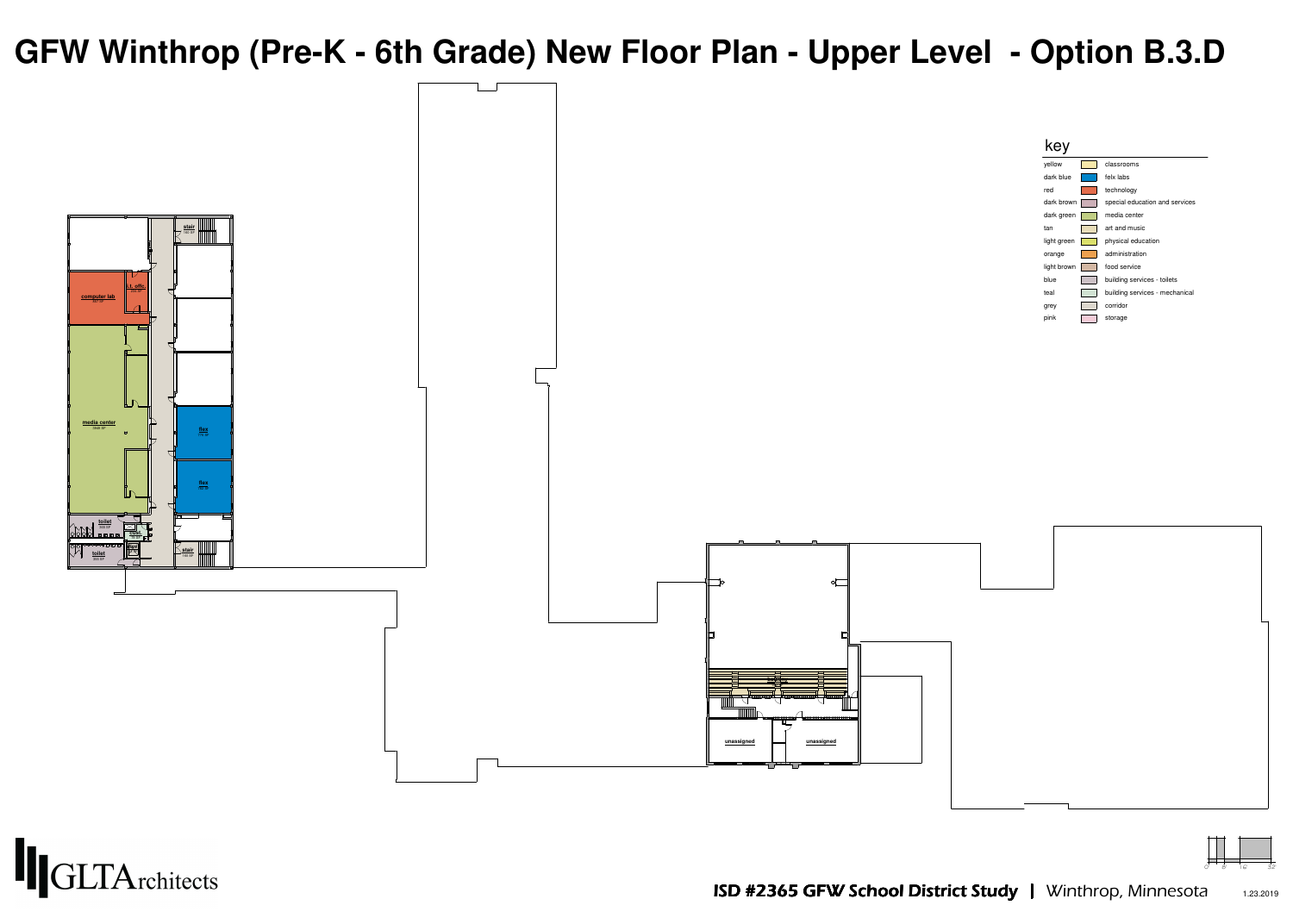# GFW Winthrop (Pre-K - 6th Grade) New Floor Plan - Upper Level - Option B.3.D

key

| | | |
|---|---|---|
| yellow | | classrooms |
| dark blue | | felx labs |
| red | | technology |
| dark brown | | special education and services |
| dark green | | media center |
| tan | | art and music |
| light green | | physical education |
| orange | | administration |
| light brown | | food service |
| blue | | building services - toilets |
| teal | | building services - mechanical |
| grey | | corridor |
| pink | | storage |

stair

computer lab

t. offc.

media center

flex

flex

toilet

toilet

stair

unassigned

unassigned

GLTArchitects

ISD #2365 GFW School District Study | Winthrop, Minnesota

1.23.2019